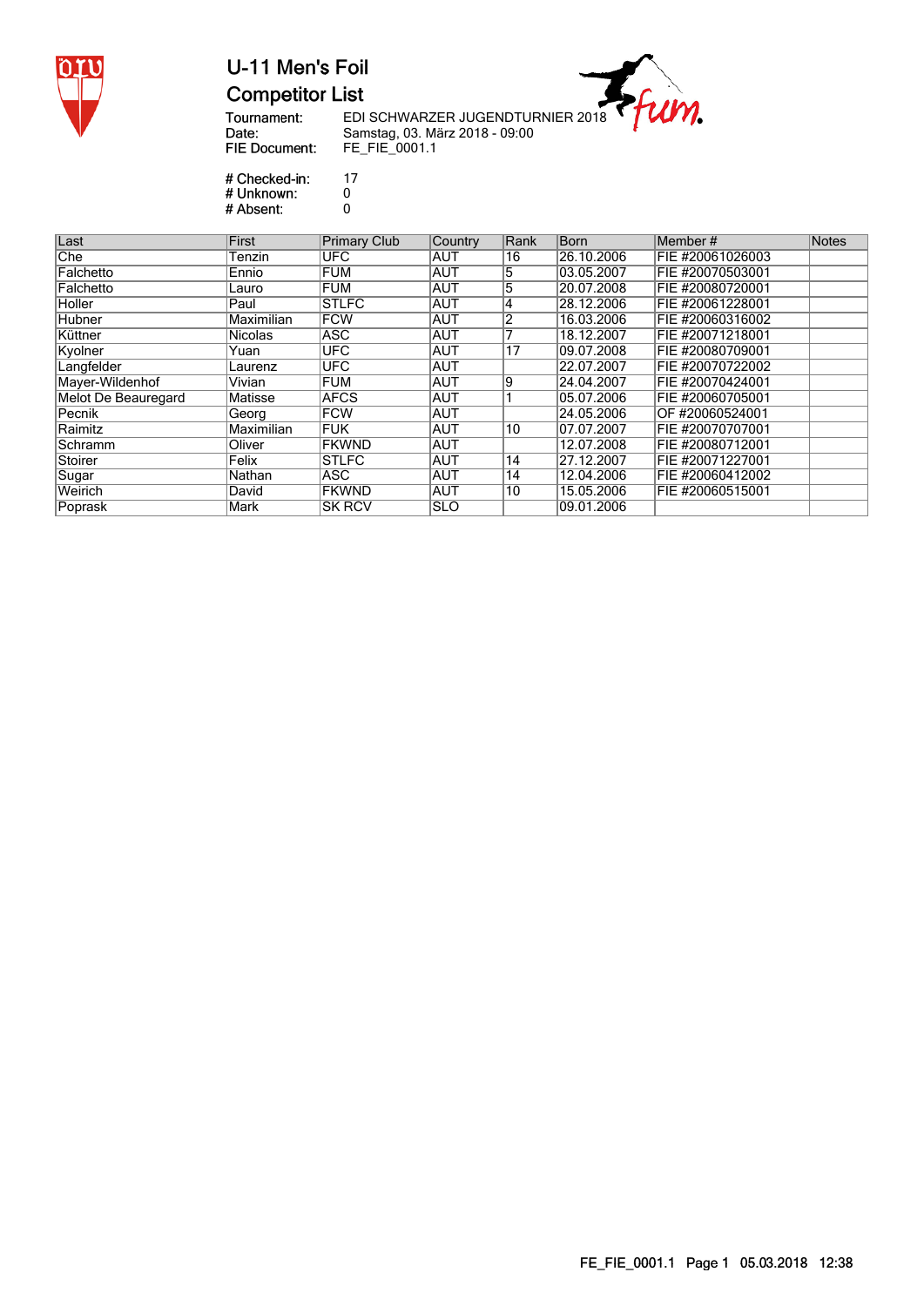# U-11 Men's Foil

## Competitor List

Tournament: EDI SCHWARZER JUGENDTURNIER 2018
Date: Samstag, 03. März 2018 - 09:00
FIE Document: FE_FIE_0001.1

# Checked-in: 17
# Unknown: 0
# Absent: 0

| Last | First | Primary Club | Country | Rank | Born | Member # | Notes |
|---|---|---|---|---|---|---|---|
| Che | Tenzin | UFC | AUT | 16 | 26.10.2006 | FIE #20061026003 | |
| Falchetto | Ennio | FUM | AUT | 5 | 03.05.2007 | FIE #20070503001 | |
| Falchetto | Lauro | FUM | AUT | 5 | 20.07.2008 | FIE #20080720001 | |
| Holler | Paul | STLFC | AUT | 4 | 28.12.2006 | FIE #20061228001 | |
| Hubner | Maximilian | FCW | AUT | 2 | 16.03.2006 | FIE #20060316002 | |
| Küttner | Nicolas | ASC | AUT | 7 | 18.12.2007 | FIE #20071218001 | |
| Kyolner | Yuan | UFC | AUT | 17 | 09.07.2008 | FIE #20080709001 | |
| Langfelder | Laurenz | UFC | AUT | | 22.07.2007 | FIE #20070722002 | |
| Mayer-Wildenhof | Vivian | FUM | AUT | 9 | 24.04.2007 | FIE #20070424001 | |
| Melot De Beauregard | Matisse | AFCS | AUT | 1 | 05.07.2006 | FIE #20060705001 | |
| Pecnik | Georg | FCW | AUT | | 24.05.2006 | OF #20060524001 | |
| Raimitz | Maximilian | FUK | AUT | 10 | 07.07.2007 | FIE #20070707001 | |
| Schramm | Oliver | FKWND | AUT | | 12.07.2008 | FIE #20080712001 | |
| Stoirer | Felix | STLFC | AUT | 14 | 27.12.2007 | FIE #20071227001 | |
| Sugar | Nathan | ASC | AUT | 14 | 12.04.2006 | FIE #20060412002 | |
| Weirich | David | FKWND | AUT | 10 | 15.05.2006 | FIE #20060515001 | |
| Poprask | Mark | SK RCV | SLO | | 09.01.2006 | | |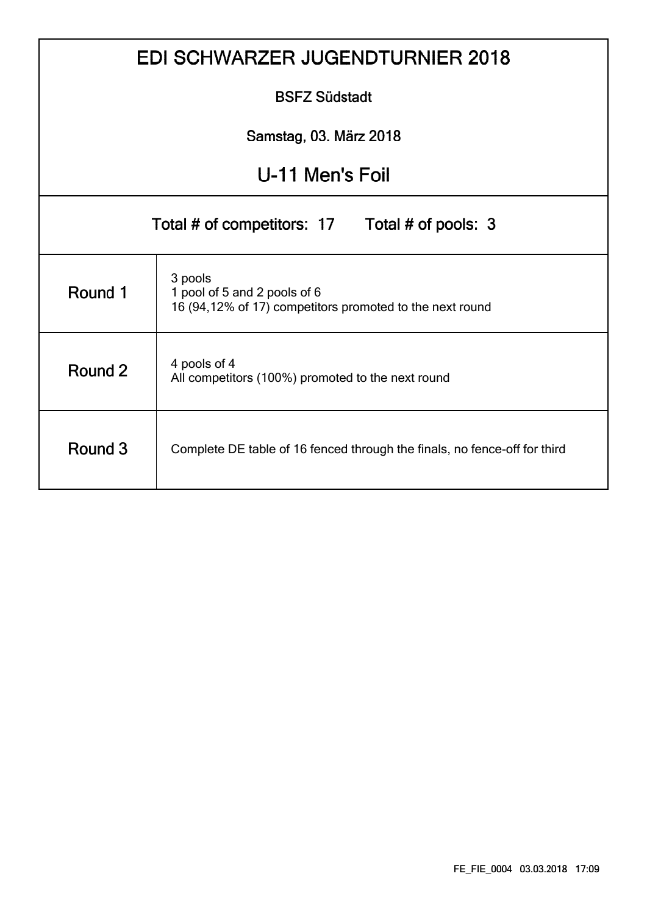# EDI SCHWARZER JUGENDTURNIER 2018

BSFZ Südstadt

Samstag, 03. März 2018

## U-11 Men's Foil

Total # of competitors: 17 Total # of pools: 3

| Round | Description |
|---|---|
| Round 1 | 3 pools<br>1 pool of 5 and 2 pools of 6<br>16 (94,12% of 17) competitors promoted to the next round |
| Round 2 | 4 pools of 4<br>All competitors (100%) promoted to the next round |
| Round 3 | Complete DE table of 16 fenced through the finals, no fence-off for third |

FE_FIE_0004 03.03.2018 17:09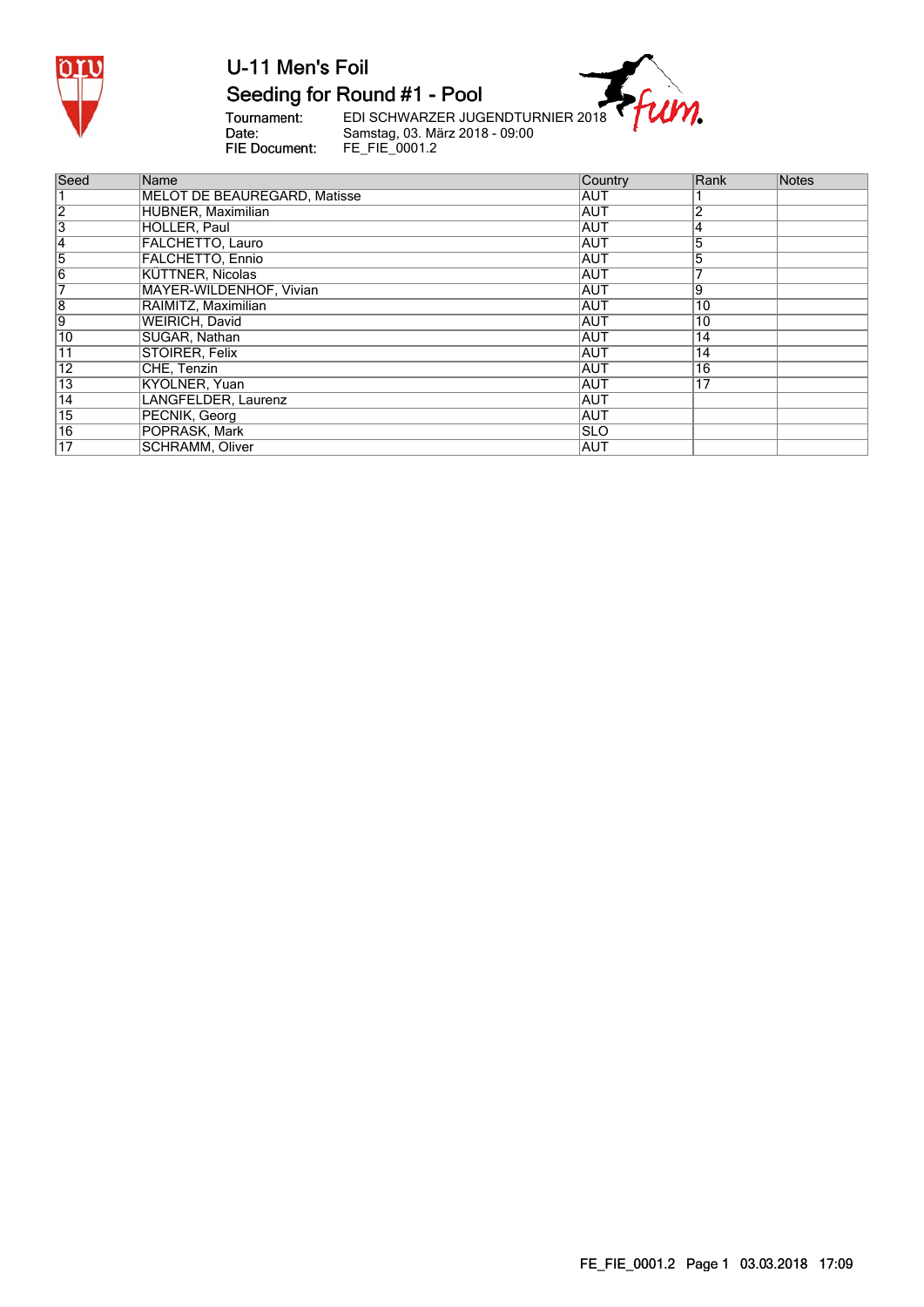# U-11 Men's Foil

## Seeding for Round #1 - Pool

**Tournament:** EDI SCHWARZER JUGENDTURNIER 2018
**Date:** Samstag, 03. März 2018 - 09:00
**FIE Document:** FE_FIE_0001.2

| Seed | Name | Country | Rank | Notes |
|---|---|---|---|---|
| 1 | MELOT DE BEAUREGARD, Matisse | AUT | 1 | |
| 2 | HUBNER, Maximilian | AUT | 2 | |
| 3 | HOLLER, Paul | AUT | 4 | |
| 4 | FALCHETTO, Lauro | AUT | 5 | |
| 5 | FALCHETTO, Ennio | AUT | 5 | |
| 6 | KÜTTNER, Nicolas | AUT | 7 | |
| 7 | MAYER-WILDENHOF, Vivian | AUT | 9 | |
| 8 | RAIMITZ, Maximilian | AUT | 10 | |
| 9 | WEIRICH, David | AUT | 10 | |
| 10 | SUGAR, Nathan | AUT | 14 | |
| 11 | STOIRER, Felix | AUT | 14 | |
| 12 | CHE, Tenzin | AUT | 16 | |
| 13 | KYOLNER, Yuan | AUT | 17 | |
| 14 | LANGFELDER, Laurenz | AUT | | |
| 15 | PECNIK, Georg | AUT | | |
| 16 | POPRASK, Mark | SLO | | |
| 17 | SCHRAMM, Oliver | AUT | | |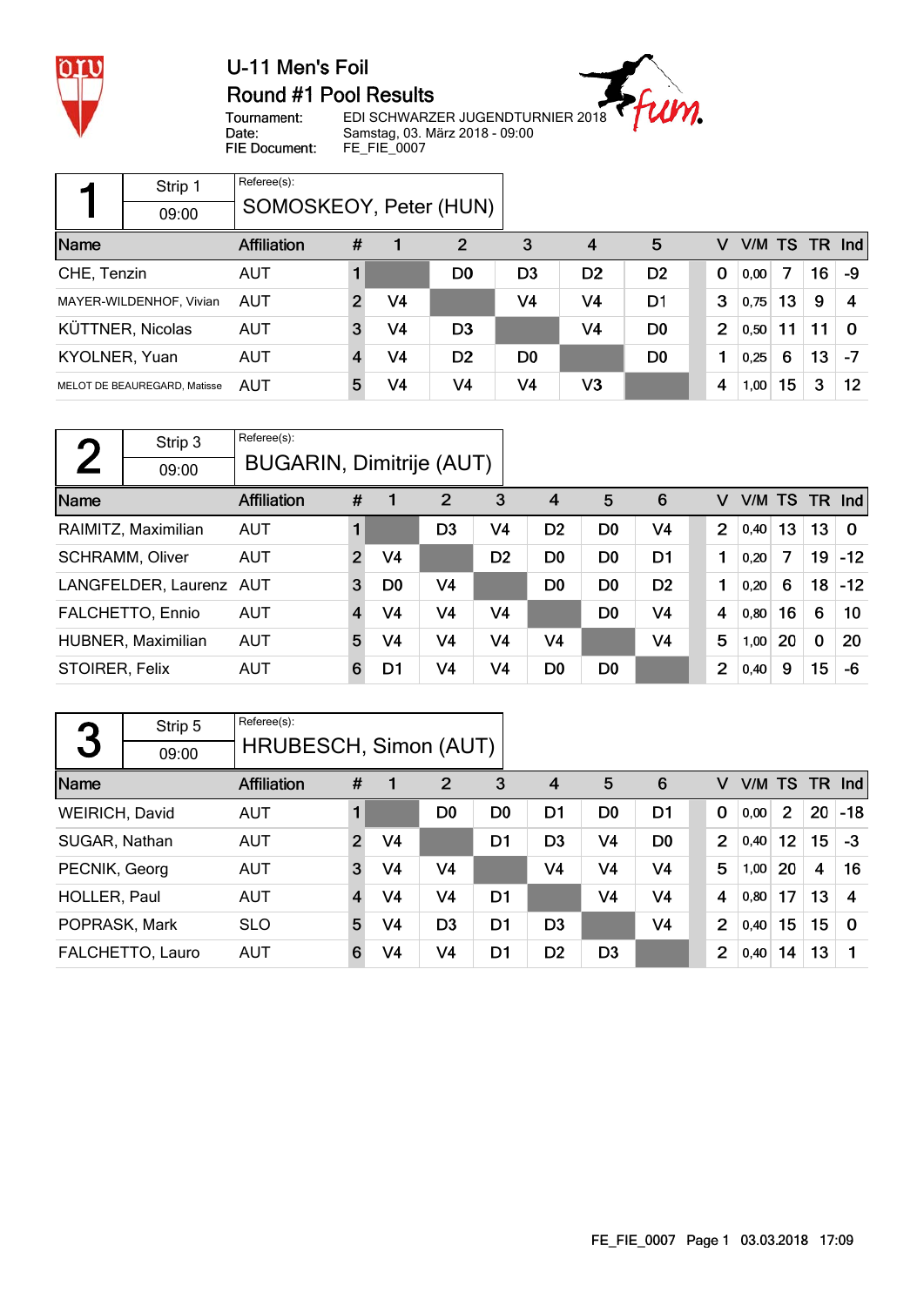# U-11 Men's Foil

## Round #1 Pool Results

Tournament: EDI SCHWARZER JUGENDTURNIER 2018
Date: Samstag, 03. März 2018 - 09:00
FIE Document: FE_FIE_0007

### Pool 1

Strip 1 — 09:00

Referee(s): SOMOSKEOY, Peter (HUN)

| Name | Affiliation | # | 1 | 2 | 3 | 4 | 5 | V | V/M | TS | TR | Ind |
|---|---|---|---|---|---|---|---|---|---|---|---|---|
| CHE, Tenzin | AUT | 1 | | D0 | D3 | D2 | D2 | 0 | 0,00 | 7 | 16 | -9 |
| MAYER-WILDENHOF, Vivian | AUT | 2 | V4 | | V4 | V4 | D1 | 3 | 0,75 | 13 | 9 | 4 |
| KÜTTNER, Nicolas | AUT | 3 | V4 | D3 | | V4 | D0 | 2 | 0,50 | 11 | 11 | 0 |
| KYOLNER, Yuan | AUT | 4 | V4 | D2 | D0 | | D0 | 1 | 0,25 | 6 | 13 | -7 |
| MELOT DE BEAUREGARD, Matisse | AUT | 5 | V4 | V4 | V4 | V3 | | 4 | 1,00 | 15 | 3 | 12 |

### Pool 2

Strip 3 — 09:00

Referee(s): BUGARIN, Dimitrije (AUT)

| Name | Affiliation | # | 1 | 2 | 3 | 4 | 5 | 6 | V | V/M | TS | TR | Ind |
|---|---|---|---|---|---|---|---|---|---|---|---|---|---|
| RAIMITZ, Maximilian | AUT | 1 | | D3 | V4 | D2 | D0 | V4 | 2 | 0,40 | 13 | 13 | 0 |
| SCHRAMM, Oliver | AUT | 2 | V4 | | D2 | D0 | D0 | D1 | 1 | 0,20 | 7 | 19 | -12 |
| LANGFELDER, Laurenz | AUT | 3 | D0 | V4 | | D0 | D0 | D2 | 1 | 0,20 | 6 | 18 | -12 |
| FALCHETTO, Ennio | AUT | 4 | V4 | V4 | V4 | | D0 | V4 | 4 | 0,80 | 16 | 6 | 10 |
| HUBNER, Maximilian | AUT | 5 | V4 | V4 | V4 | V4 | | V4 | 5 | 1,00 | 20 | 0 | 20 |
| STOIRER, Felix | AUT | 6 | D1 | V4 | V4 | D0 | D0 | | 2 | 0,40 | 9 | 15 | -6 |

### Pool 3

Strip 5 — 09:00

Referee(s): HRUBESCH, Simon (AUT)

| Name | Affiliation | # | 1 | 2 | 3 | 4 | 5 | 6 | V | V/M | TS | TR | Ind |
|---|---|---|---|---|---|---|---|---|---|---|---|---|---|
| WEIRICH, David | AUT | 1 | | D0 | D0 | D1 | D0 | D1 | 0 | 0,00 | 2 | 20 | -18 |
| SUGAR, Nathan | AUT | 2 | V4 | | D1 | D3 | V4 | D0 | 2 | 0,40 | 12 | 15 | -3 |
| PECNIK, Georg | AUT | 3 | V4 | V4 | | V4 | V4 | V4 | 5 | 1,00 | 20 | 4 | 16 |
| HOLLER, Paul | AUT | 4 | V4 | V4 | D1 | | V4 | V4 | 4 | 0,80 | 17 | 13 | 4 |
| POPRASK, Mark | SLO | 5 | V4 | D3 | D1 | D3 | | V4 | 2 | 0,40 | 15 | 15 | 0 |
| FALCHETTO, Lauro | AUT | 6 | V4 | V4 | D1 | D2 | D3 | | 2 | 0,40 | 14 | 13 | 1 |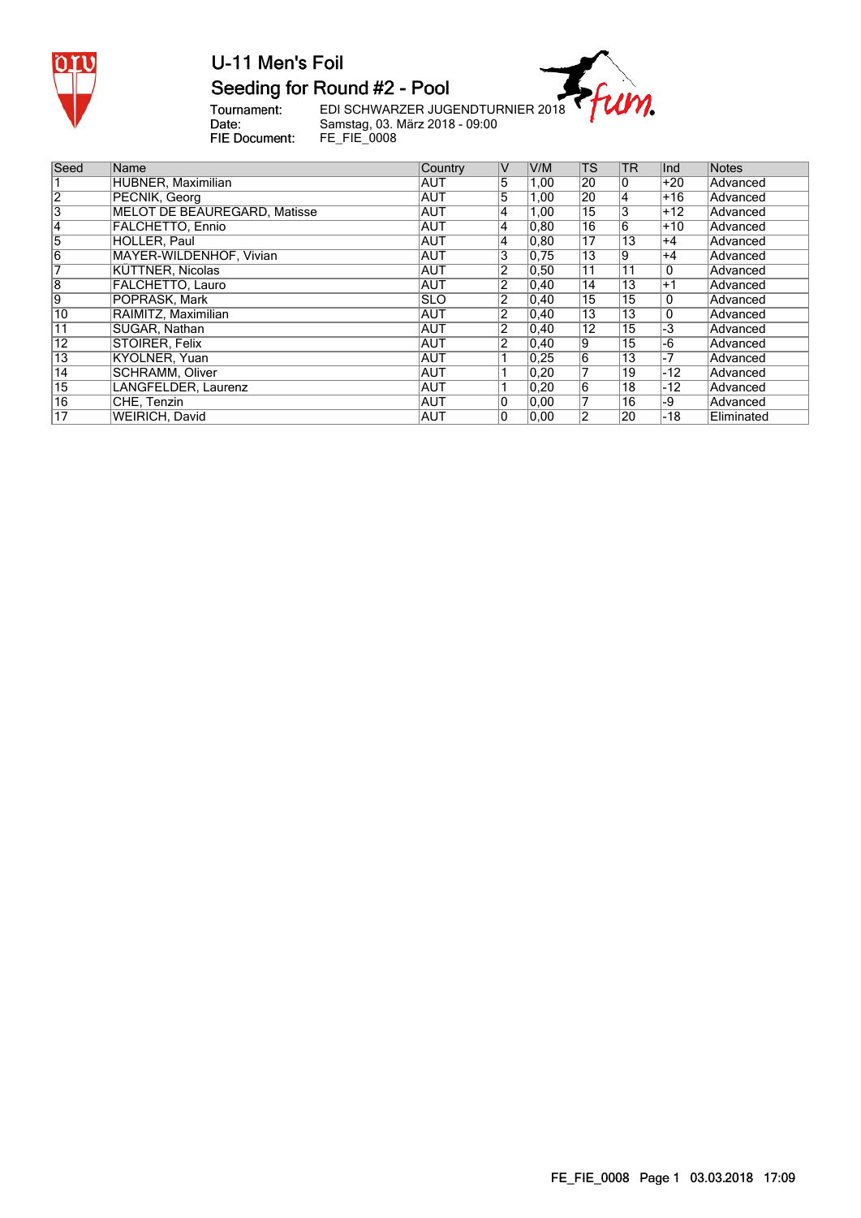# U-11 Men's Foil

## Seeding for Round #2 - Pool

Tournament: EDI SCHWARZER JUGENDTURNIER 2018
Date: Samstag, 03. März 2018 - 09:00
FIE Document: FE_FIE_0008

| Seed | Name | Country | V | V/M | TS | TR | Ind | Notes |
|---|---|---|---|---|---|---|---|---|
| 1 | HUBNER, Maximilian | AUT | 5 | 1,00 | 20 | 0 | +20 | Advanced |
| 2 | PECNIK, Georg | AUT | 5 | 1,00 | 20 | 4 | +16 | Advanced |
| 3 | MELOT DE BEAUREGARD, Matisse | AUT | 4 | 1,00 | 15 | 3 | +12 | Advanced |
| 4 | FALCHETTO, Ennio | AUT | 4 | 0,80 | 16 | 6 | +10 | Advanced |
| 5 | HOLLER, Paul | AUT | 4 | 0,80 | 17 | 13 | +4 | Advanced |
| 6 | MAYER-WILDENHOF, Vivian | AUT | 3 | 0,75 | 13 | 9 | +4 | Advanced |
| 7 | KÜTTNER, Nicolas | AUT | 2 | 0,50 | 11 | 11 | 0 | Advanced |
| 8 | FALCHETTO, Lauro | AUT | 2 | 0,40 | 14 | 13 | +1 | Advanced |
| 9 | POPRASK, Mark | SLO | 2 | 0,40 | 15 | 15 | 0 | Advanced |
| 10 | RAIMITZ, Maximilian | AUT | 2 | 0,40 | 13 | 13 | 0 | Advanced |
| 11 | SUGAR, Nathan | AUT | 2 | 0,40 | 12 | 15 | -3 | Advanced |
| 12 | STOIRER, Felix | AUT | 2 | 0,40 | 9 | 15 | -6 | Advanced |
| 13 | KYOLNER, Yuan | AUT | 1 | 0,25 | 6 | 13 | -7 | Advanced |
| 14 | SCHRAMM, Oliver | AUT | 1 | 0,20 | 7 | 19 | -12 | Advanced |
| 15 | LANGFELDER, Laurenz | AUT | 1 | 0,20 | 6 | 18 | -12 | Advanced |
| 16 | CHE, Tenzin | AUT | 0 | 0,00 | 7 | 16 | -9 | Advanced |
| 17 | WEIRICH, David | AUT | 0 | 0,00 | 2 | 20 | -18 | Eliminated |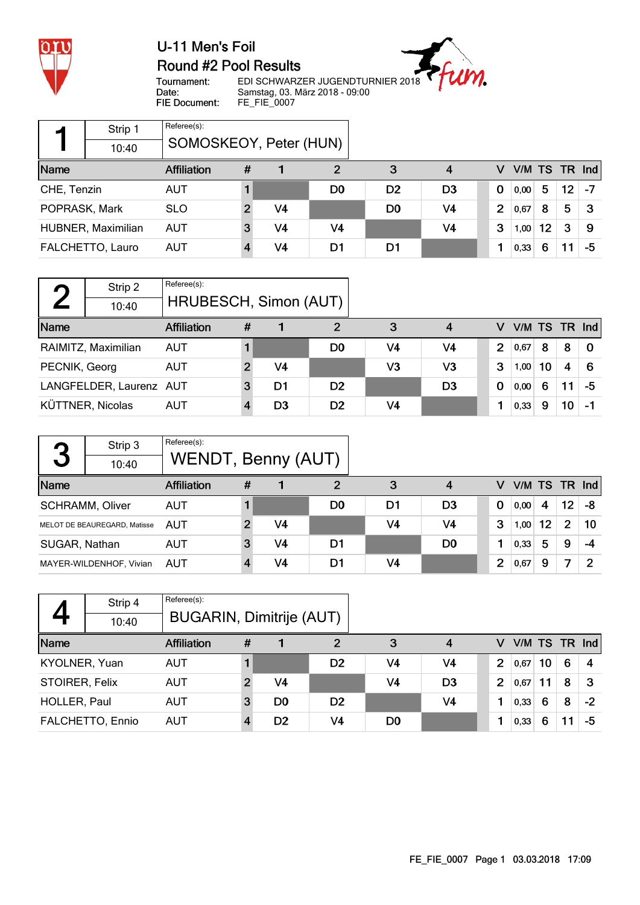# U-11 Men's Foil

## Round #2 Pool Results

Tournament: EDI SCHWARZER JUGENDTURNIER 2018
Date: Samstag, 03. März 2018 - 09:00
FIE Document: FE_FIE_0007

### Pool 1 — Strip 1 — 10:40

Referee(s): SOMOSKEOY, Peter (HUN)

| Name | Affiliation | # | 1 | 2 | 3 | 4 | V | V/M | TS | TR | Ind |
|---|---|---|---|---|---|---|---|---|---|---|---|
| CHE, Tenzin | AUT | 1 | | D0 | D2 | D3 | 0 | 0,00 | 5 | 12 | -7 |
| POPRASK, Mark | SLO | 2 | V4 | | D0 | V4 | 2 | 0,67 | 8 | 5 | 3 |
| HUBNER, Maximilian | AUT | 3 | V4 | V4 | | V4 | 3 | 1,00 | 12 | 3 | 9 |
| FALCHETTO, Lauro | AUT | 4 | V4 | D1 | D1 | | 1 | 0,33 | 6 | 11 | -5 |

### Pool 2 — Strip 2 — 10:40

Referee(s): HRUBESCH, Simon (AUT)

| Name | Affiliation | # | 1 | 2 | 3 | 4 | V | V/M | TS | TR | Ind |
|---|---|---|---|---|---|---|---|---|---|---|---|
| RAIMITZ, Maximilian | AUT | 1 | | D0 | V4 | V4 | 2 | 0,67 | 8 | 8 | 0 |
| PECNIK, Georg | AUT | 2 | V4 | | V3 | V3 | 3 | 1,00 | 10 | 4 | 6 |
| LANGFELDER, Laurenz | AUT | 3 | D1 | D2 | | D3 | 0 | 0,00 | 6 | 11 | -5 |
| KÜTTNER, Nicolas | AUT | 4 | D3 | D2 | V4 | | 1 | 0,33 | 9 | 10 | -1 |

### Pool 3 — Strip 3 — 10:40

Referee(s): WENDT, Benny (AUT)

| Name | Affiliation | # | 1 | 2 | 3 | 4 | V | V/M | TS | TR | Ind |
|---|---|---|---|---|---|---|---|---|---|---|---|
| SCHRAMM, Oliver | AUT | 1 | | D0 | D1 | D3 | 0 | 0,00 | 4 | 12 | -8 |
| MELOT DE BEAUREGARD, Matisse | AUT | 2 | V4 | | V4 | V4 | 3 | 1,00 | 12 | 2 | 10 |
| SUGAR, Nathan | AUT | 3 | V4 | D1 | | D0 | 1 | 0,33 | 5 | 9 | -4 |
| MAYER-WILDENHOF, Vivian | AUT | 4 | V4 | D1 | V4 | | 2 | 0,67 | 9 | 7 | 2 |

### Pool 4 — Strip 4 — 10:40

Referee(s): BUGARIN, Dimitrije (AUT)

| Name | Affiliation | # | 1 | 2 | 3 | 4 | V | V/M | TS | TR | Ind |
|---|---|---|---|---|---|---|---|---|---|---|---|
| KYOLNER, Yuan | AUT | 1 | | D2 | V4 | V4 | 2 | 0,67 | 10 | 6 | 4 |
| STOIRER, Felix | AUT | 2 | V4 | | V4 | D3 | 2 | 0,67 | 11 | 8 | 3 |
| HOLLER, Paul | AUT | 3 | D0 | D2 | | V4 | 1 | 0,33 | 6 | 8 | -2 |
| FALCHETTO, Ennio | AUT | 4 | D2 | V4 | D0 | | 1 | 0,33 | 6 | 11 | -5 |

FE_FIE_0007 Page 1 03.03.2018 17:09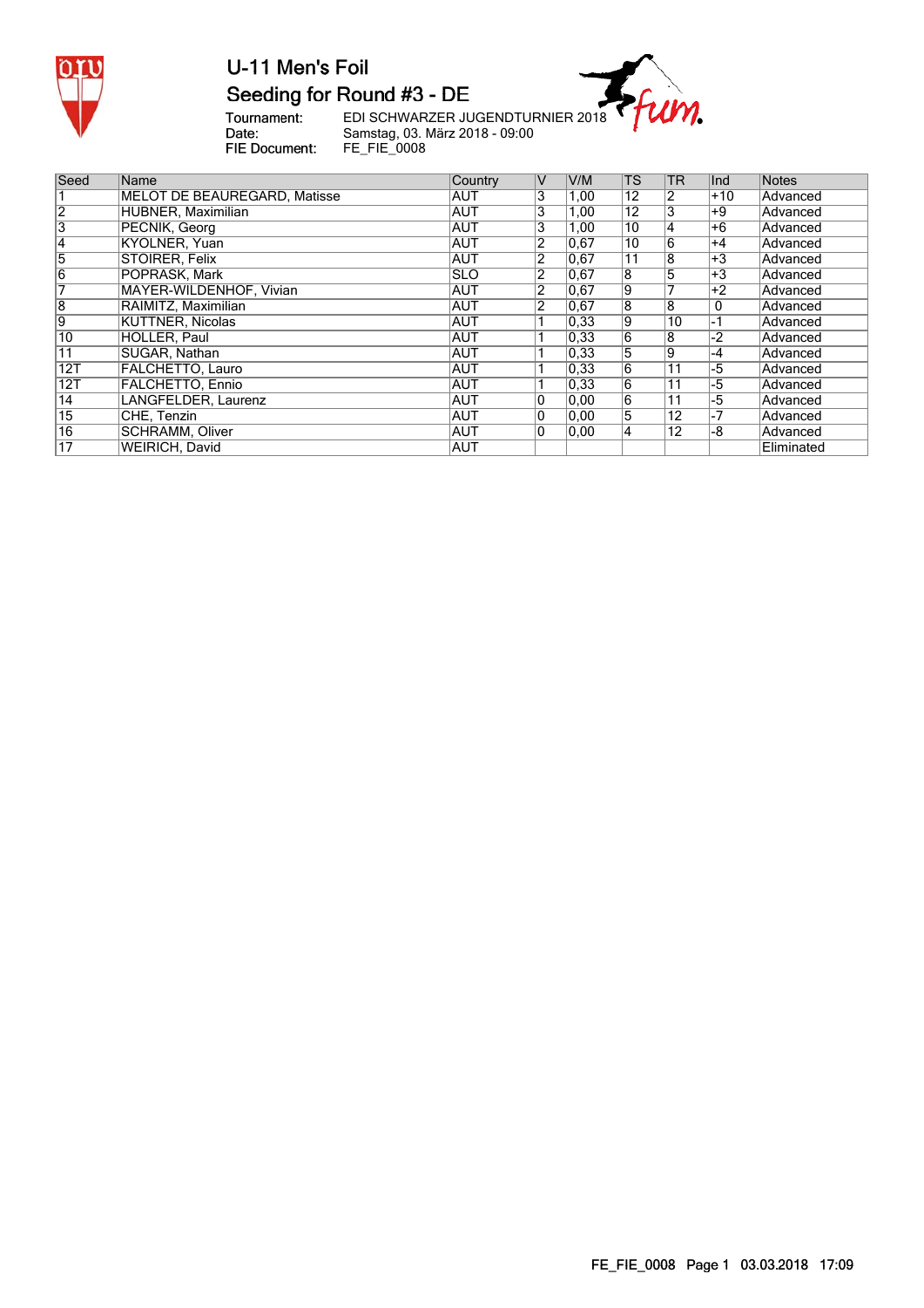# U-11 Men's Foil

## Seeding for Round #3 - DE

Tournament: EDI SCHWARZER JUGENDTURNIER 2018
Date: Samstag, 03. März 2018 - 09:00
FIE Document: FE_FIE_0008

| Seed | Name | Country | V | V/M | TS | TR | Ind | Notes |
|---|---|---|---|---|---|---|---|---|
| 1 | MELOT DE BEAUREGARD, Matisse | AUT | 3 | 1,00 | 12 | 2 | +10 | Advanced |
| 2 | HUBNER, Maximilian | AUT | 3 | 1,00 | 12 | 3 | +9 | Advanced |
| 3 | PECNIK, Georg | AUT | 3 | 1,00 | 10 | 4 | +6 | Advanced |
| 4 | KYOLNER, Yuan | AUT | 2 | 0,67 | 10 | 6 | +4 | Advanced |
| 5 | STOIRER, Felix | AUT | 2 | 0,67 | 11 | 8 | +3 | Advanced |
| 6 | POPRASK, Mark | SLO | 2 | 0,67 | 8 | 5 | +3 | Advanced |
| 7 | MAYER-WILDENHOF, Vivian | AUT | 2 | 0,67 | 9 | 7 | +2 | Advanced |
| 8 | RAIMITZ, Maximilian | AUT | 2 | 0,67 | 8 | 8 | 0 | Advanced |
| 9 | KUTTNER, Nicolas | AUT | 1 | 0,33 | 9 | 10 | -1 | Advanced |
| 10 | HOLLER, Paul | AUT | 1 | 0,33 | 6 | 8 | -2 | Advanced |
| 11 | SUGAR, Nathan | AUT | 1 | 0,33 | 5 | 9 | -4 | Advanced |
| 12T | FALCHETTO, Lauro | AUT | 1 | 0,33 | 6 | 11 | -5 | Advanced |
| 12T | FALCHETTO, Ennio | AUT | 1 | 0,33 | 6 | 11 | -5 | Advanced |
| 14 | LANGFELDER, Laurenz | AUT | 0 | 0,00 | 6 | 11 | -5 | Advanced |
| 15 | CHE, Tenzin | AUT | 0 | 0,00 | 5 | 12 | -7 | Advanced |
| 16 | SCHRAMM, Oliver | AUT | 0 | 0,00 | 4 | 12 | -8 | Advanced |
| 17 | WEIRICH, David | AUT | | | | | | Eliminated |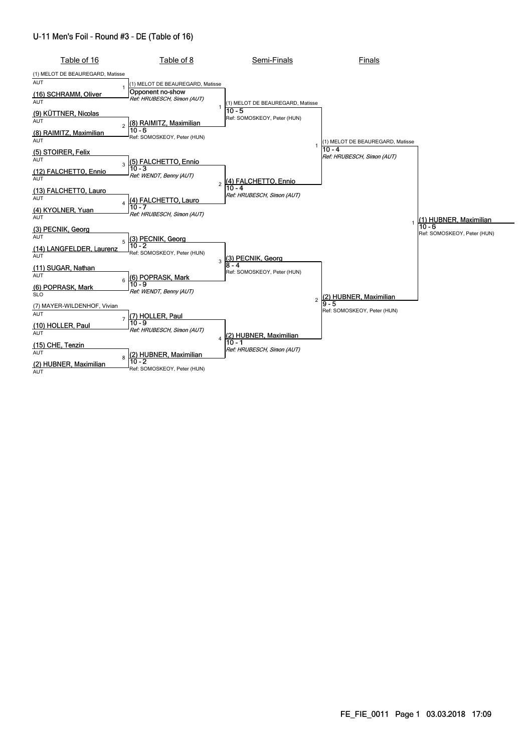# U-11 Men's Foil - Round #3 - DE (Table of 16)

## Table of 16

| # | Fencer A | Fencer B |
|---|---|---|
| 1 | (1) MELOT DE BEAUREGARD, Matisse (AUT) | (16) SCHRAMM, Oliver (AUT) |
| 2 | (9) KÜTTNER, Nicolas (AUT) | (8) RAIMITZ, Maximilian (AUT) |
| 3 | (5) STOIRER, Felix (AUT) | (12) FALCHETTO, Ennio (AUT) |
| 4 | (13) FALCHETTO, Lauro (AUT) | (4) KYOLNER, Yuan (AUT) |
| 5 | (3) PECNIK, Georg (AUT) | (14) LANGFELDER, Laurenz (AUT) |
| 6 | (11) SUGAR, Nathan (AUT) | (6) POPRASK, Mark (SLO) |
| 7 | (7) MAYER-WILDENHOF, Vivian (AUT) | (10) HOLLER, Paul (AUT) |
| 8 | (15) CHE, Tenzin (AUT) | (2) HUBNER, Maximilian (AUT) |

## Table of 8

| # | Winner | Score | Referee |
|---|---|---|---|
| 1 | (1) MELOT DE BEAUREGARD, Matisse | Opponent no-show | Ref: HRUBESCH, Simon (AUT) |
| 2 | (8) RAIMITZ, Maximilian | 10 - 6 | Ref: SOMOSKEOY, Peter (HUN) |
| 3 | (5) FALCHETTO, Ennio | 10 - 3 | Ref: WENDT, Benny (AUT) |
| 4 | (4) FALCHETTO, Lauro | 10 - 7 | Ref: HRUBESCH, Simon (AUT) |
| 5 | (3) PECNIK, Georg | 10 - 2 | Ref: SOMOSKEOY, Peter (HUN) |
| 6 | (6) POPRASK, Mark | 10 - 9 | Ref: WENDT, Benny (AUT) |
| 7 | (7) HOLLER, Paul | 10 - 9 | Ref: HRUBESCH, Simon (AUT) |
| 8 | (2) HUBNER, Maximilian | 10 - 2 | Ref: SOMOSKEOY, Peter (HUN) |

## Semi-Finals

| # | Winner | Score | Referee |
|---|---|---|---|
| 1 | (1) MELOT DE BEAUREGARD, Matisse | 10 - 5 | Ref: SOMOSKEOY, Peter (HUN) |
| 2 | (4) FALCHETTO, Ennio | 10 - 4 | Ref: HRUBESCH, Simon (AUT) |
| 3 | (3) PECNIK, Georg | 8 - 4 | Ref: SOMOSKEOY, Peter (HUN) |
| 4 | (2) HUBNER, Maximilian | 10 - 1 | Ref: HRUBESCH, Simon (AUT) |

## Finals

| # | Winner | Score | Referee |
|---|---|---|---|
| 1 | (1) MELOT DE BEAUREGARD, Matisse | 10 - 4 | Ref: HRUBESCH, Simon (AUT) |
| 2 | (2) HUBNER, Maximilian | 9 - 5 | Ref: SOMOSKEOY, Peter (HUN) |

## Winner

| # | Winner | Score | Referee |
|---|---|---|---|
| 1 | (1) HUBNER, Maximilian | 10 - 6 | Ref: SOMOSKEOY, Peter (HUN) |

FE_FIE_0011 Page 1 03.03.2018 17:09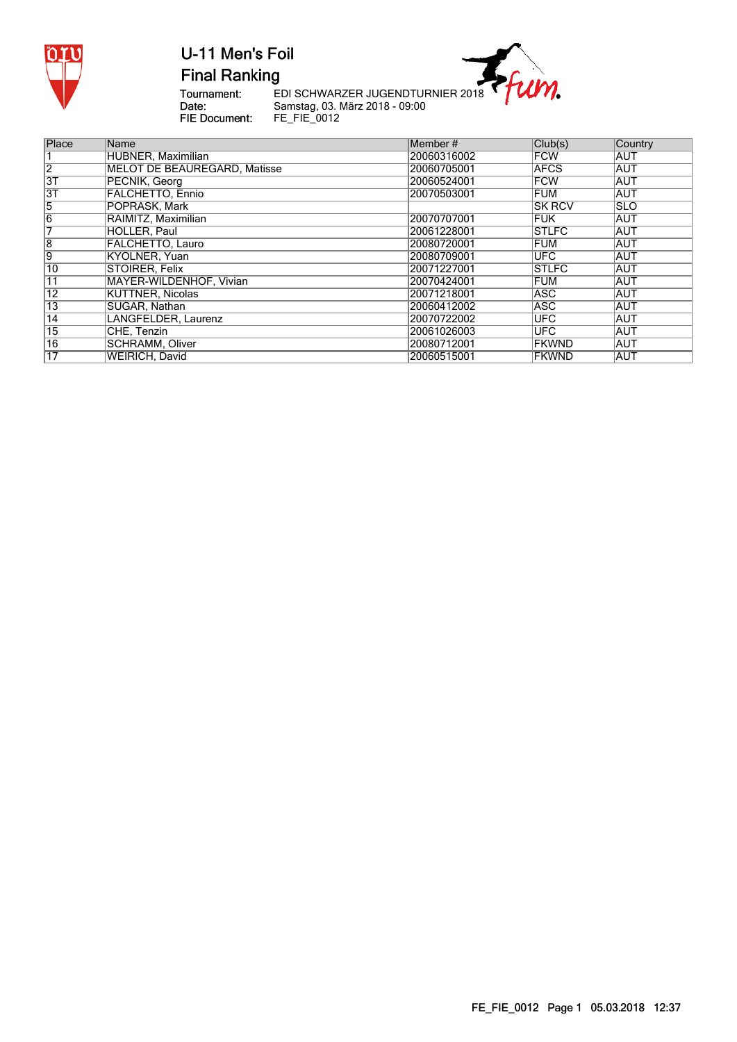# U-11 Men's Foil

## Final Ranking

**Tournament:** EDI SCHWARZER JUGENDTURNIER 2018
**Date:** Samstag, 03. März 2018 - 09:00
**FIE Document:** FE_FIE_0012

| Place | Name | Member # | Club(s) | Country |
|---|---|---|---|---|
| 1 | HUBNER, Maximilian | 20060316002 | FCW | AUT |
| 2 | MELOT DE BEAUREGARD, Matisse | 20060705001 | AFCS | AUT |
| 3T | PECNIK, Georg | 20060524001 | FCW | AUT |
| 3T | FALCHETTO, Ennio | 20070503001 | FUM | AUT |
| 5 | POPRASK, Mark | | SK RCV | SLO |
| 6 | RAIMITZ, Maximilian | 20070707001 | FUK | AUT |
| 7 | HOLLER, Paul | 20061228001 | STLFC | AUT |
| 8 | FALCHETTO, Lauro | 20080720001 | FUM | AUT |
| 9 | KYOLNER, Yuan | 20080709001 | UFC | AUT |
| 10 | STOIRER, Felix | 20071227001 | STLFC | AUT |
| 11 | MAYER-WILDENHOF, Vivian | 20070424001 | FUM | AUT |
| 12 | KUTTNER, Nicolas | 20071218001 | ASC | AUT |
| 13 | SUGAR, Nathan | 20060412002 | ASC | AUT |
| 14 | LANGFELDER, Laurenz | 20070722002 | UFC | AUT |
| 15 | CHE, Tenzin | 20061026003 | UFC | AUT |
| 16 | SCHRAMM, Oliver | 20080712001 | FKWND | AUT |
| 17 | WEIRICH, David | 20060515001 | FKWND | AUT |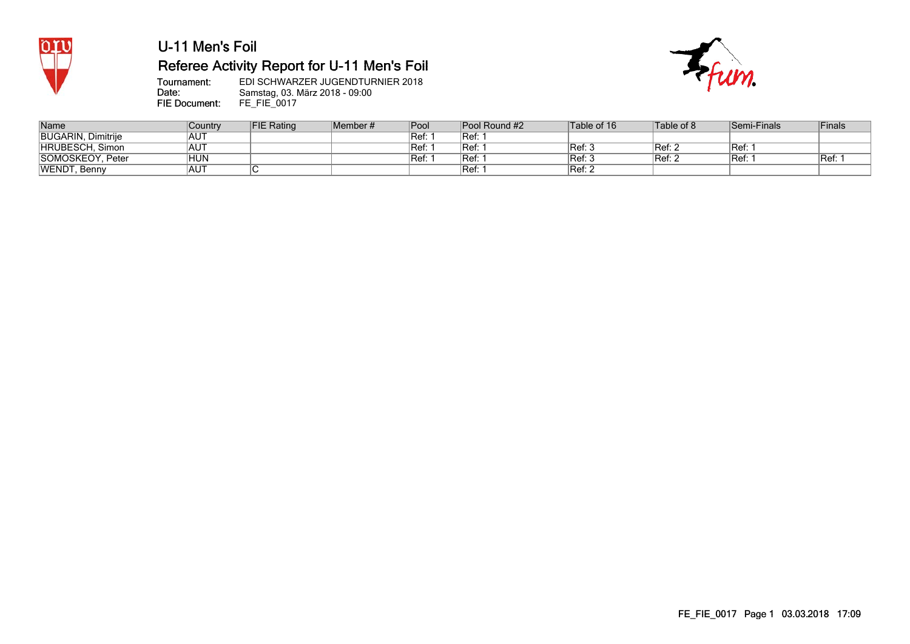# U-11 Men's Foil

## Referee Activity Report for U-11 Men's Foil

**Tournament:** EDI SCHWARZER JUGENDTURNIER 2018
**Date:** Samstag, 03. März 2018 - 09:00
**FIE Document:** FE_FIE_0017

| Name | Country | FIE Rating | Member # | Pool | Pool Round #2 | Table of 16 | Table of 8 | Semi-Finals | Finals |
|---|---|---|---|---|---|---|---|---|---|
| BUGARIN, Dimitrije | AUT | | | Ref: 1 | Ref: 1 | | | | |
| HRUBESCH, Simon | AUT | | | Ref: 1 | Ref: 1 | Ref: 3 | Ref: 2 | Ref: 1 | |
| SOMOSKEOY, Peter | HUN | | | Ref: 1 | Ref: 1 | Ref: 3 | Ref: 2 | Ref: 1 | Ref: 1 |
| WENDT, Benny | AUT | C | | | Ref: 1 | Ref: 2 | | | |